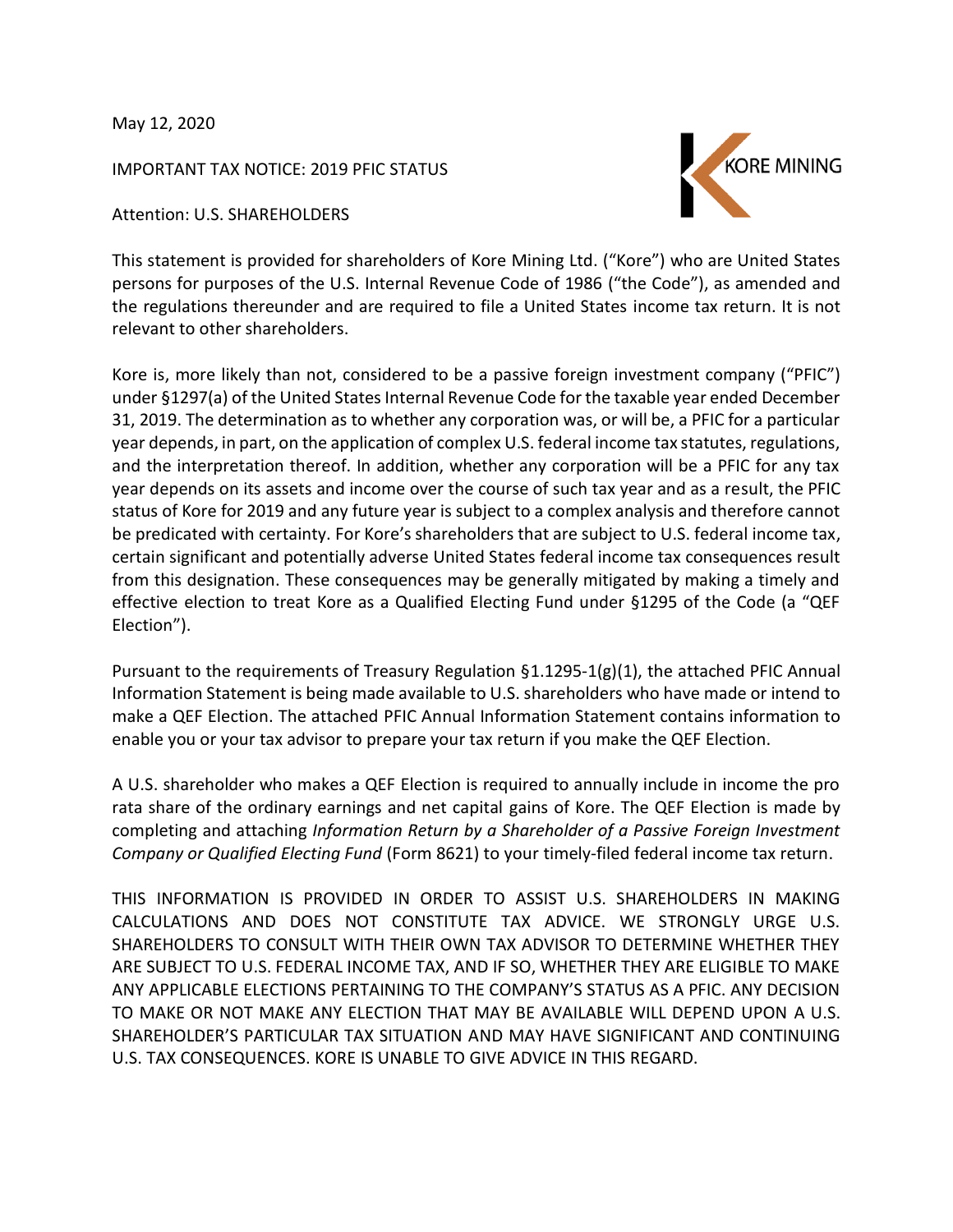May 12, 2020

IMPORTANT TAX NOTICE: 2019 PFIC STATUS

Attention: U.S. SHAREHOLDERS

KORE MINING

This statement is provided for shareholders of Kore Mining Ltd. ("Kore") who are United States persons for purposes of the U.S. Internal Revenue Code of 1986 ("the Code"), as amended and the regulations thereunder and are required to file a United States income tax return. It is not relevant to other shareholders.

Kore is, more likely than not, considered to be a passive foreign investment company ("PFIC") under §1297(a) of the United States Internal Revenue Code for the taxable year ended December 31, 2019. The determination as to whether any corporation was, or will be, a PFIC for a particular year depends, in part, on the application of complex U.S. federal income tax statutes, regulations, and the interpretation thereof. In addition, whether any corporation will be a PFIC for any tax year depends on its assets and income over the course of such tax year and as a result, the PFIC status of Kore for 2019 and any future year is subject to a complex analysis and therefore cannot be predicated with certainty. For Kore's shareholders that are subject to U.S. federal income tax, certain significant and potentially adverse United States federal income tax consequences result from this designation. These consequences may be generally mitigated by making a timely and effective election to treat Kore as a Qualified Electing Fund under §1295 of the Code (a "QEF Election").

Pursuant to the requirements of Treasury Regulation §1.1295-1(g)(1), the attached PFIC Annual Information Statement is being made available to U.S. shareholders who have made or intend to make a QEF Election. The attached PFIC Annual Information Statement contains information to enable you or your tax advisor to prepare your tax return if you make the QEF Election.

A U.S. shareholder who makes a QEF Election is required to annually include in income the pro rata share of the ordinary earnings and net capital gains of Kore. The QEF Election is made by completing and attaching *Information Return by a Shareholder of a Passive Foreign Investment Company or Qualified Electing Fund* (Form 8621) to your timely-filed federal income tax return.

THIS INFORMATION IS PROVIDED IN ORDER TO ASSIST U.S. SHAREHOLDERS IN MAKING CALCULATIONS AND DOES NOT CONSTITUTE TAX ADVICE. WE STRONGLY URGE U.S. SHAREHOLDERS TO CONSULT WITH THEIR OWN TAX ADVISOR TO DETERMINE WHETHER THEY ARE SUBJECT TO U.S. FEDERAL INCOME TAX, AND IF SO, WHETHER THEY ARE ELIGIBLE TO MAKE ANY APPLICABLE ELECTIONS PERTAINING TO THE COMPANY'S STATUS AS A PFIC. ANY DECISION TO MAKE OR NOT MAKE ANY ELECTION THAT MAY BE AVAILABLE WILL DEPEND UPON A U.S. SHAREHOLDER'S PARTICULAR TAX SITUATION AND MAY HAVE SIGNIFICANT AND CONTINUING U.S. TAX CONSEQUENCES. KORE IS UNABLE TO GIVE ADVICE IN THIS REGARD.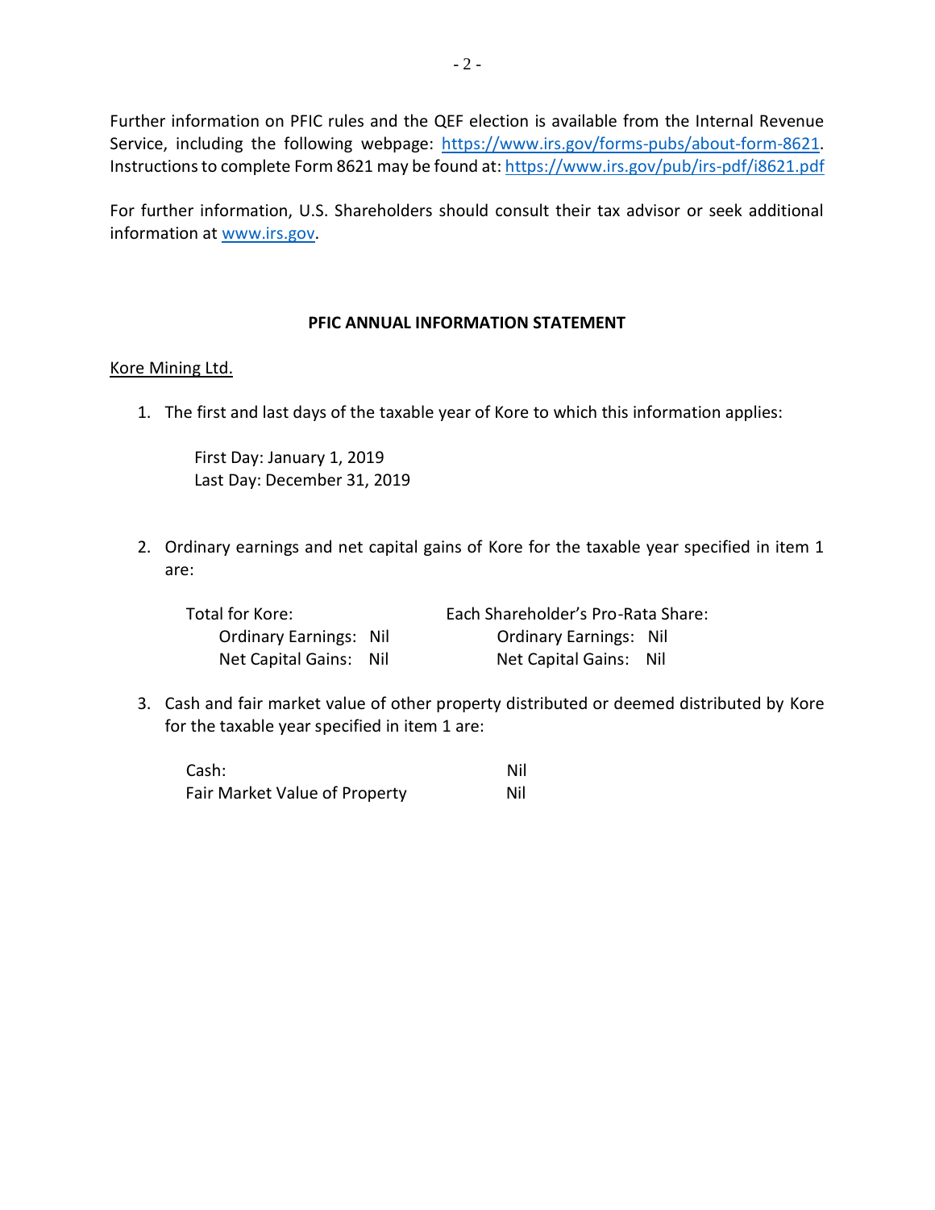Further information on PFIC rules and the QEF election is available from the Internal Revenue Service, including the following webpage: [https://www.irs.gov/forms-pubs/about-form-8621](https://www.irs.gov/forms-pubs/about-form-8621). Instructions to complete Form 8621 may be found at: [https://www.irs.gov/pub/irs-pdf/i8621.pdf](https://www.irs.gov/pub/irs-pdf/i8621.pdf)

For further information, U.S. Shareholders should consult their tax advisor or seek additional information at [www.irs.gov](http://www.irs.gov).

## PFIC ANNUAL INFORMATION STATEMENT

Kore Mining Ltd.

1. The first and last days of the taxable year of Kore to which this information applies:

   First Day: January 1, 2019
   Last Day: December 31, 2019

2. Ordinary earnings and net capital gains of Kore for the taxable year specified in item 1 are:

| Total for Kore: | | Each Shareholder's Pro-Rata Share: | |
|---|---|---|---|
| Ordinary Earnings: | Nil | Ordinary Earnings: | Nil |
| Net Capital Gains: | Nil | Net Capital Gains: | Nil |

3. Cash and fair market value of other property distributed or deemed distributed by Kore for the taxable year specified in item 1 are:

| | |
|---|---|
| Cash: | Nil |
| Fair Market Value of Property | Nil |